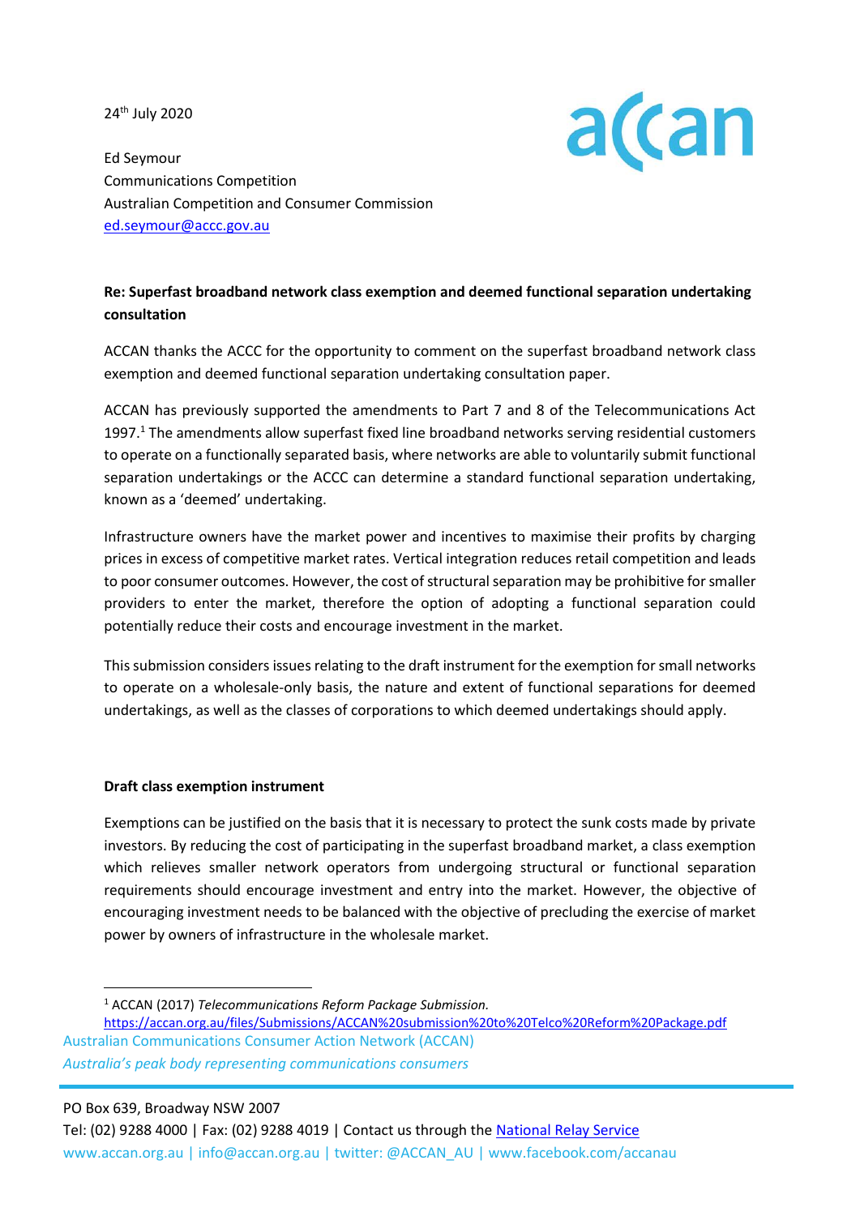24th July 2020

Ed Seymour
Communications Competition
Australian Competition and Consumer Commission
ed.seymour@accc.gov.au

**Re: Superfast broadband network class exemption and deemed functional separation undertaking consultation**

ACCAN thanks the ACCC for the opportunity to comment on the superfast broadband network class exemption and deemed functional separation undertaking consultation paper.

ACCAN has previously supported the amendments to Part 7 and 8 of the Telecommunications Act 1997.[1] The amendments allow superfast fixed line broadband networks serving residential customers to operate on a functionally separated basis, where networks are able to voluntarily submit functional separation undertakings or the ACCC can determine a standard functional separation undertaking, known as a 'deemed' undertaking.

Infrastructure owners have the market power and incentives to maximise their profits by charging prices in excess of competitive market rates. Vertical integration reduces retail competition and leads to poor consumer outcomes. However, the cost of structural separation may be prohibitive for smaller providers to enter the market, therefore the option of adopting a functional separation could potentially reduce their costs and encourage investment in the market.

This submission considers issues relating to the draft instrument for the exemption for small networks to operate on a wholesale-only basis, the nature and extent of functional separations for deemed undertakings, as well as the classes of corporations to which deemed undertakings should apply.

**Draft class exemption instrument**

Exemptions can be justified on the basis that it is necessary to protect the sunk costs made by private investors. By reducing the cost of participating in the superfast broadband market, a class exemption which relieves smaller network operators from undergoing structural or functional separation requirements should encourage investment and entry into the market. However, the objective of encouraging investment needs to be balanced with the objective of precluding the exercise of market power by owners of infrastructure in the wholesale market.

[1] ACCAN (2017) *Telecommunications Reform Package Submission.* https://accan.org.au/files/Submissions/ACCAN%20submission%20to%20Telco%20Reform%20Package.pdf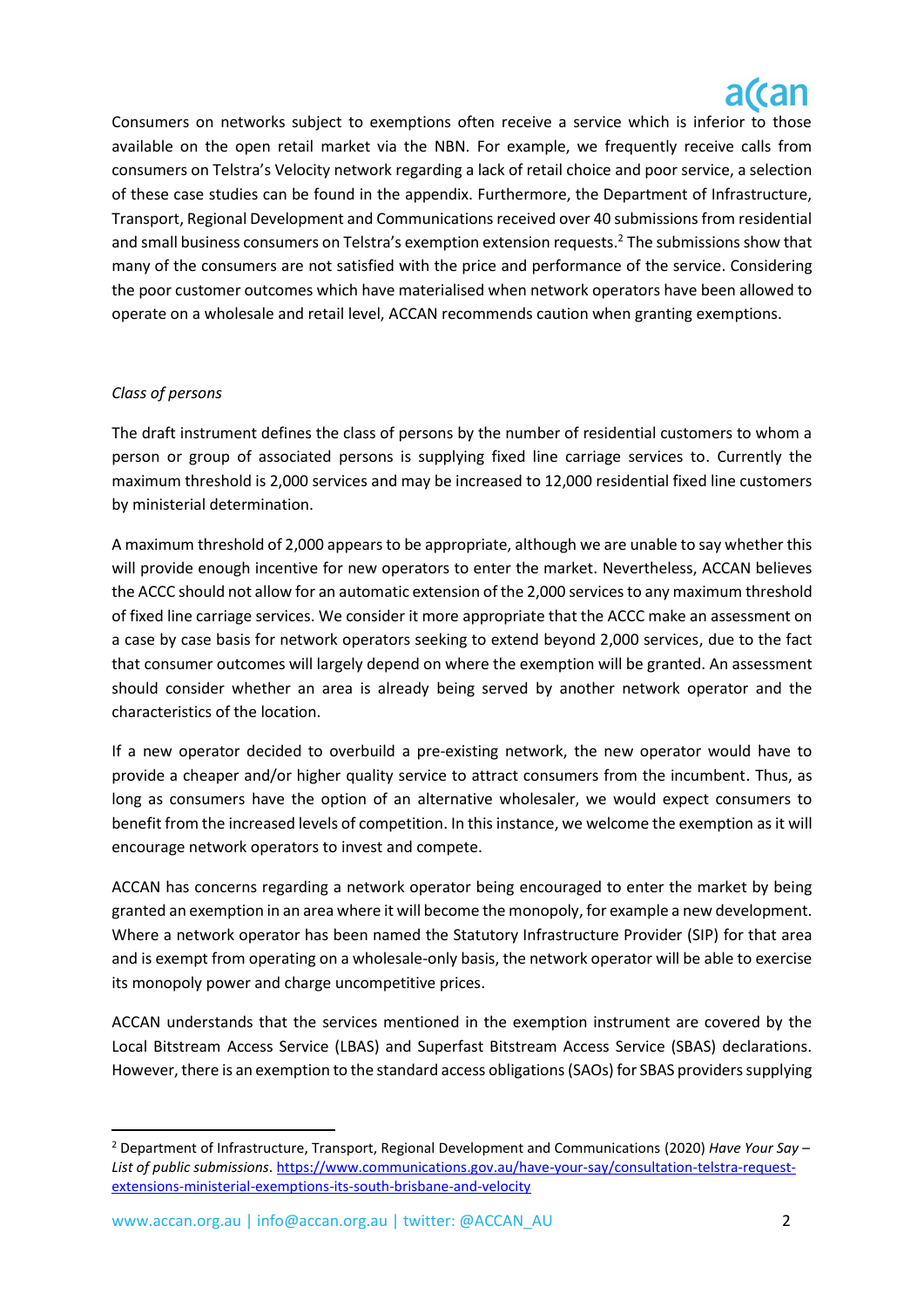Consumers on networks subject to exemptions often receive a service which is inferior to those available on the open retail market via the NBN. For example, we frequently receive calls from consumers on Telstra's Velocity network regarding a lack of retail choice and poor service, a selection of these case studies can be found in the appendix. Furthermore, the Department of Infrastructure, Transport, Regional Development and Communications received over 40 submissions from residential and small business consumers on Telstra's exemption extension requests.[2] The submissions show that many of the consumers are not satisfied with the price and performance of the service. Considering the poor customer outcomes which have materialised when network operators have been allowed to operate on a wholesale and retail level, ACCAN recommends caution when granting exemptions.

*Class of persons*

The draft instrument defines the class of persons by the number of residential customers to whom a person or group of associated persons is supplying fixed line carriage services to. Currently the maximum threshold is 2,000 services and may be increased to 12,000 residential fixed line customers by ministerial determination.

A maximum threshold of 2,000 appears to be appropriate, although we are unable to say whether this will provide enough incentive for new operators to enter the market. Nevertheless, ACCAN believes the ACCC should not allow for an automatic extension of the 2,000 services to any maximum threshold of fixed line carriage services. We consider it more appropriate that the ACCC make an assessment on a case by case basis for network operators seeking to extend beyond 2,000 services, due to the fact that consumer outcomes will largely depend on where the exemption will be granted. An assessment should consider whether an area is already being served by another network operator and the characteristics of the location.

If a new operator decided to overbuild a pre-existing network, the new operator would have to provide a cheaper and/or higher quality service to attract consumers from the incumbent. Thus, as long as consumers have the option of an alternative wholesaler, we would expect consumers to benefit from the increased levels of competition. In this instance, we welcome the exemption as it will encourage network operators to invest and compete.

ACCAN has concerns regarding a network operator being encouraged to enter the market by being granted an exemption in an area where it will become the monopoly, for example a new development. Where a network operator has been named the Statutory Infrastructure Provider (SIP) for that area and is exempt from operating on a wholesale-only basis, the network operator will be able to exercise its monopoly power and charge uncompetitive prices.

ACCAN understands that the services mentioned in the exemption instrument are covered by the Local Bitstream Access Service (LBAS) and Superfast Bitstream Access Service (SBAS) declarations. However, there is an exemption to the standard access obligations (SAOs) for SBAS providers supplying

---

[2] Department of Infrastructure, Transport, Regional Development and Communications (2020) *Have Your Say – List of public submissions*. https://www.communications.gov.au/have-your-say/consultation-telstra-request-extensions-ministerial-exemptions-its-south-brisbane-and-velocity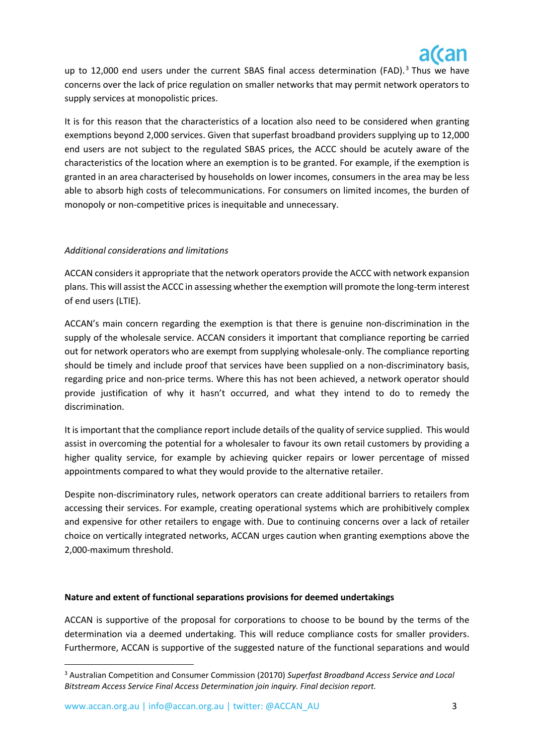up to 12,000 end users under the current SBAS final access determination (FAD).[3] Thus we have concerns over the lack of price regulation on smaller networks that may permit network operators to supply services at monopolistic prices.

It is for this reason that the characteristics of a location also need to be considered when granting exemptions beyond 2,000 services. Given that superfast broadband providers supplying up to 12,000 end users are not subject to the regulated SBAS prices, the ACCC should be acutely aware of the characteristics of the location where an exemption is to be granted. For example, if the exemption is granted in an area characterised by households on lower incomes, consumers in the area may be less able to absorb high costs of telecommunications. For consumers on limited incomes, the burden of monopoly or non-competitive prices is inequitable and unnecessary.

*Additional considerations and limitations*

ACCAN considers it appropriate that the network operators provide the ACCC with network expansion plans. This will assist the ACCC in assessing whether the exemption will promote the long-term interest of end users (LTIE).

ACCAN's main concern regarding the exemption is that there is genuine non-discrimination in the supply of the wholesale service. ACCAN considers it important that compliance reporting be carried out for network operators who are exempt from supplying wholesale-only. The compliance reporting should be timely and include proof that services have been supplied on a non-discriminatory basis, regarding price and non-price terms. Where this has not been achieved, a network operator should provide justification of why it hasn't occurred, and what they intend to do to remedy the discrimination.

It is important that the compliance report include details of the quality of service supplied. This would assist in overcoming the potential for a wholesaler to favour its own retail customers by providing a higher quality service, for example by achieving quicker repairs or lower percentage of missed appointments compared to what they would provide to the alternative retailer.

Despite non-discriminatory rules, network operators can create additional barriers to retailers from accessing their services. For example, creating operational systems which are prohibitively complex and expensive for other retailers to engage with. Due to continuing concerns over a lack of retailer choice on vertically integrated networks, ACCAN urges caution when granting exemptions above the 2,000-maximum threshold.

**Nature and extent of functional separations provisions for deemed undertakings**

ACCAN is supportive of the proposal for corporations to choose to be bound by the terms of the determination via a deemed undertaking. This will reduce compliance costs for smaller providers. Furthermore, ACCAN is supportive of the suggested nature of the functional separations and would

---

[3] Australian Competition and Consumer Commission (20170) *Superfast Broadband Access Service and Local Bitstream Access Service Final Access Determination join inquiry. Final decision report.*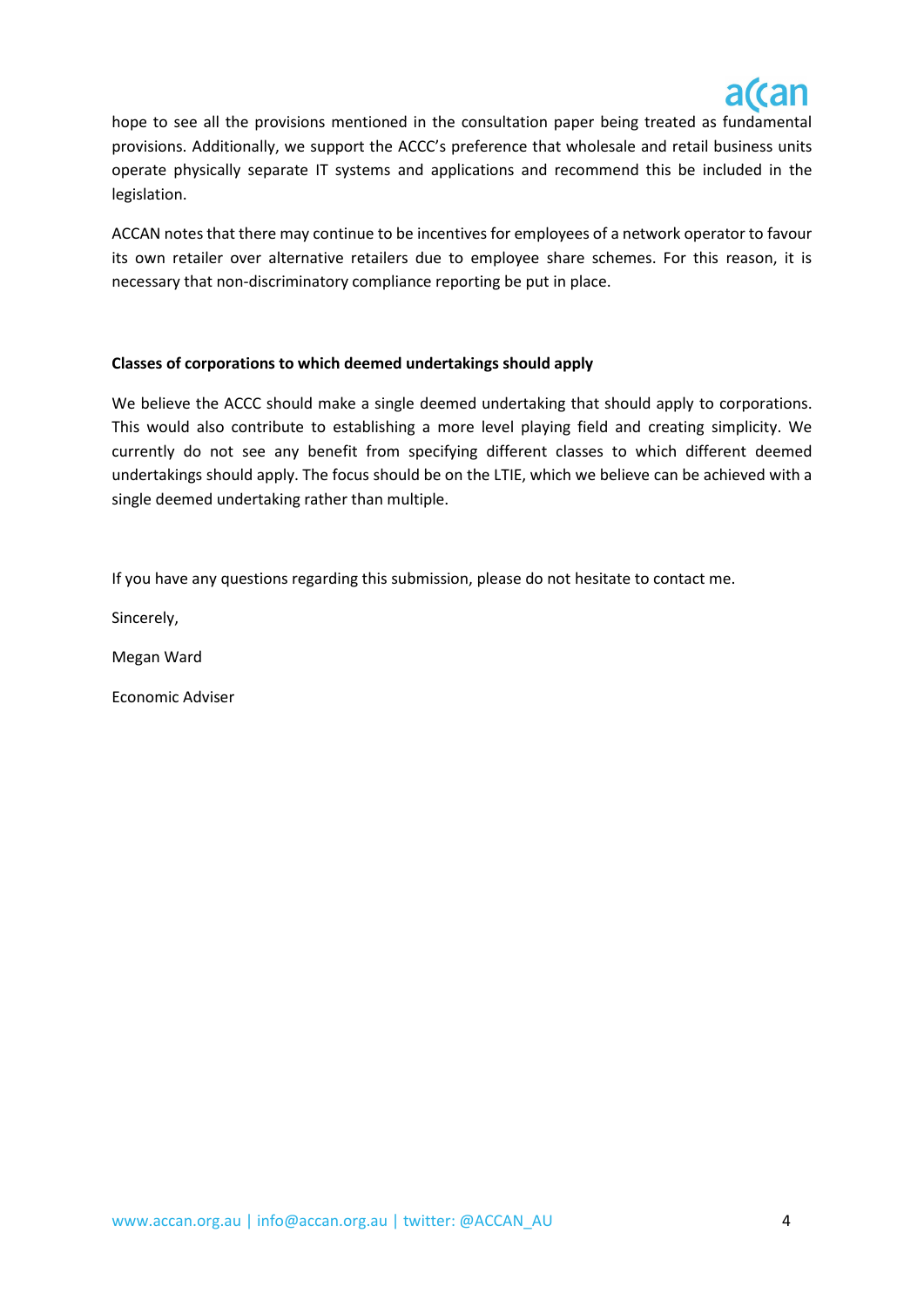hope to see all the provisions mentioned in the consultation paper being treated as fundamental provisions. Additionally, we support the ACCC's preference that wholesale and retail business units operate physically separate IT systems and applications and recommend this be included in the legislation.

ACCAN notes that there may continue to be incentives for employees of a network operator to favour its own retailer over alternative retailers due to employee share schemes. For this reason, it is necessary that non-discriminatory compliance reporting be put in place.

**Classes of corporations to which deemed undertakings should apply**

We believe the ACCC should make a single deemed undertaking that should apply to corporations. This would also contribute to establishing a more level playing field and creating simplicity. We currently do not see any benefit from specifying different classes to which different deemed undertakings should apply. The focus should be on the LTIE, which we believe can be achieved with a single deemed undertaking rather than multiple.

If you have any questions regarding this submission, please do not hesitate to contact me.

Sincerely,

Megan Ward

Economic Adviser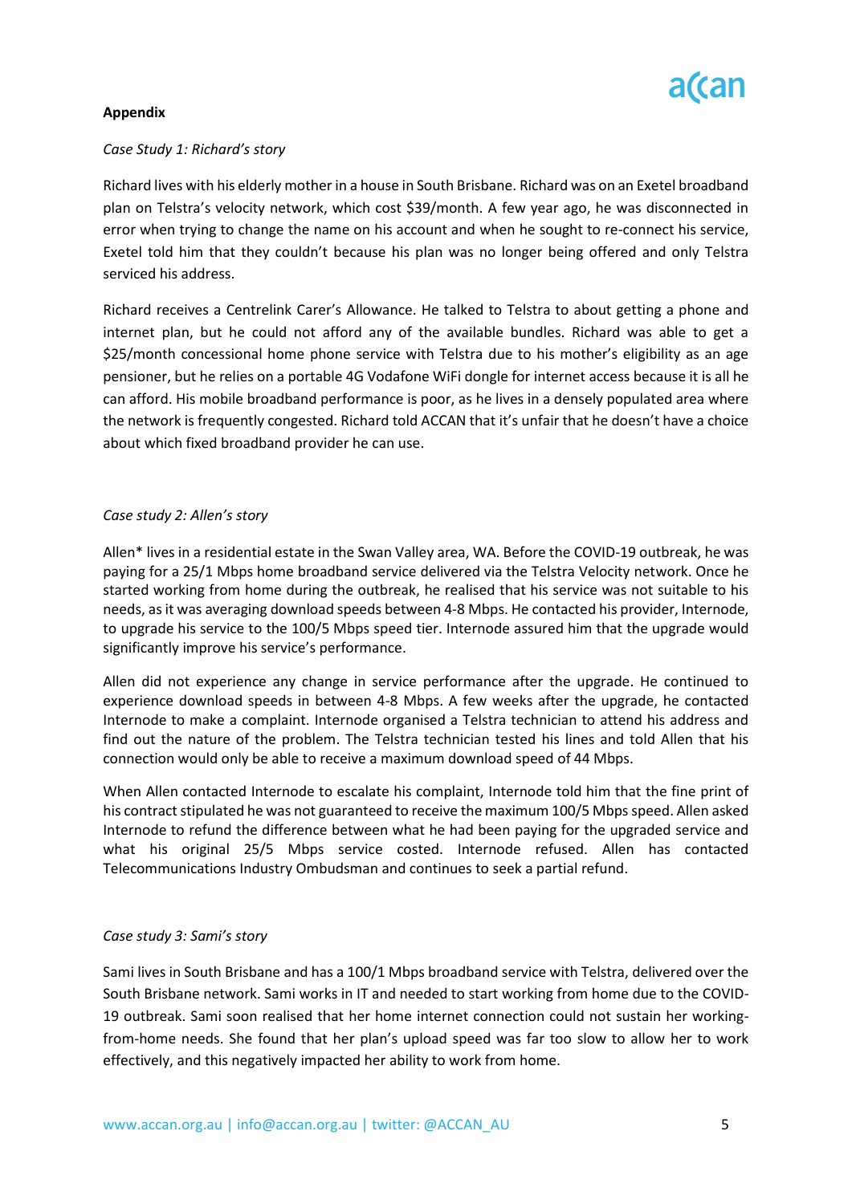**Appendix**

*Case Study 1: Richard's story*

Richard lives with his elderly mother in a house in South Brisbane. Richard was on an Exetel broadband plan on Telstra's velocity network, which cost $39/month. A few year ago, he was disconnected in error when trying to change the name on his account and when he sought to re-connect his service, Exetel told him that they couldn't because his plan was no longer being offered and only Telstra serviced his address.

Richard receives a Centrelink Carer's Allowance. He talked to Telstra to about getting a phone and internet plan, but he could not afford any of the available bundles. Richard was able to get a $25/month concessional home phone service with Telstra due to his mother's eligibility as an age pensioner, but he relies on a portable 4G Vodafone WiFi dongle for internet access because it is all he can afford. His mobile broadband performance is poor, as he lives in a densely populated area where the network is frequently congested. Richard told ACCAN that it's unfair that he doesn't have a choice about which fixed broadband provider he can use.

*Case study 2: Allen's story*

Allen* lives in a residential estate in the Swan Valley area, WA. Before the COVID-19 outbreak, he was paying for a 25/1 Mbps home broadband service delivered via the Telstra Velocity network. Once he started working from home during the outbreak, he realised that his service was not suitable to his needs, as it was averaging download speeds between 4-8 Mbps. He contacted his provider, Internode, to upgrade his service to the 100/5 Mbps speed tier. Internode assured him that the upgrade would significantly improve his service's performance.

Allen did not experience any change in service performance after the upgrade. He continued to experience download speeds in between 4-8 Mbps. A few weeks after the upgrade, he contacted Internode to make a complaint. Internode organised a Telstra technician to attend his address and find out the nature of the problem. The Telstra technician tested his lines and told Allen that his connection would only be able to receive a maximum download speed of 44 Mbps.

When Allen contacted Internode to escalate his complaint, Internode told him that the fine print of his contract stipulated he was not guaranteed to receive the maximum 100/5 Mbps speed. Allen asked Internode to refund the difference between what he had been paying for the upgraded service and what his original 25/5 Mbps service costed. Internode refused. Allen has contacted Telecommunications Industry Ombudsman and continues to seek a partial refund.

*Case study 3: Sami's story*

Sami lives in South Brisbane and has a 100/1 Mbps broadband service with Telstra, delivered over the South Brisbane network. Sami works in IT and needed to start working from home due to the COVID-19 outbreak. Sami soon realised that her home internet connection could not sustain her working-from-home needs. She found that her plan's upload speed was far too slow to allow her to work effectively, and this negatively impacted her ability to work from home.